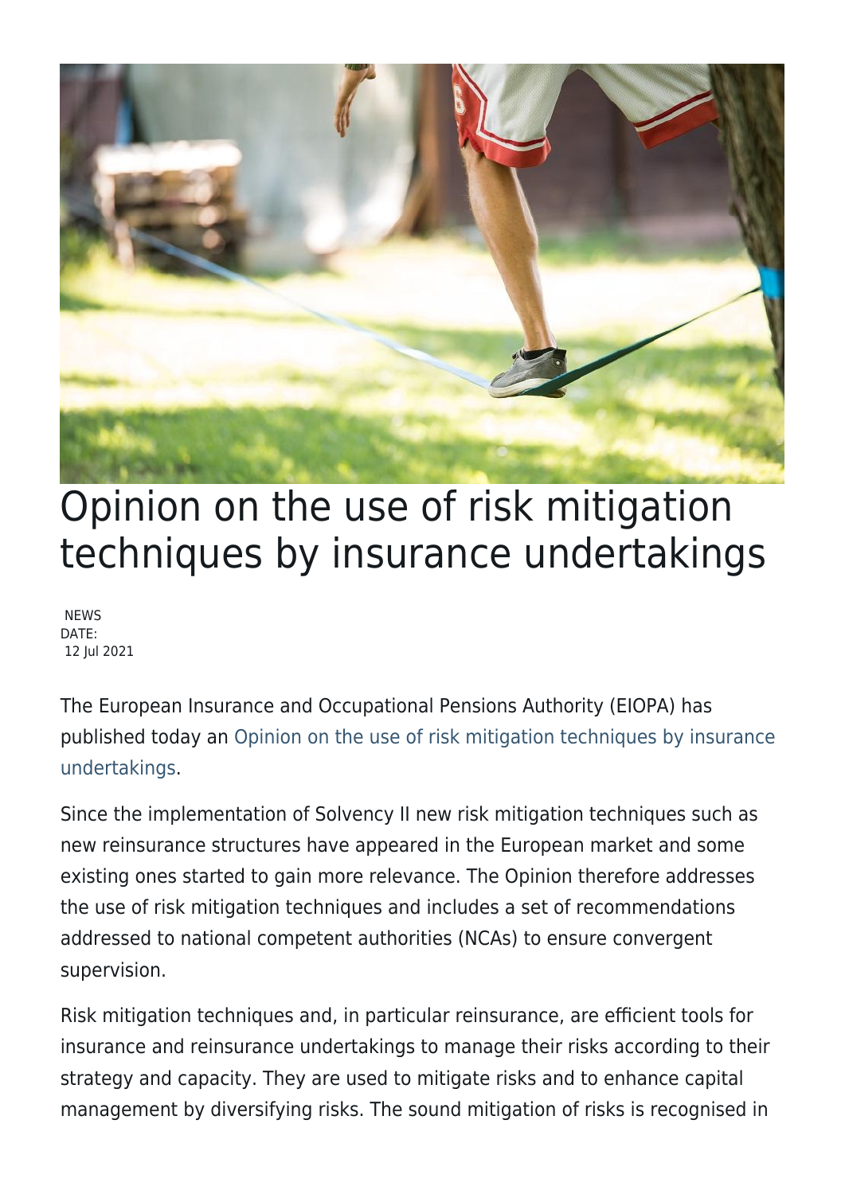# Opinion on the use of risk mitigation techniques by insurance undertakings

NEWS
DATE:
12 Jul 2021

The European Insurance and Occupational Pensions Authority (EIOPA) has published today an Opinion on the use of risk mitigation techniques by insurance undertakings.

Since the implementation of Solvency II new risk mitigation techniques such as new reinsurance structures have appeared in the European market and some existing ones started to gain more relevance. The Opinion therefore addresses the use of risk mitigation techniques and includes a set of recommendations addressed to national competent authorities (NCAs) to ensure convergent supervision.

Risk mitigation techniques and, in particular reinsurance, are efficient tools for insurance and reinsurance undertakings to manage their risks according to their strategy and capacity. They are used to mitigate risks and to enhance capital management by diversifying risks. The sound mitigation of risks is recognised in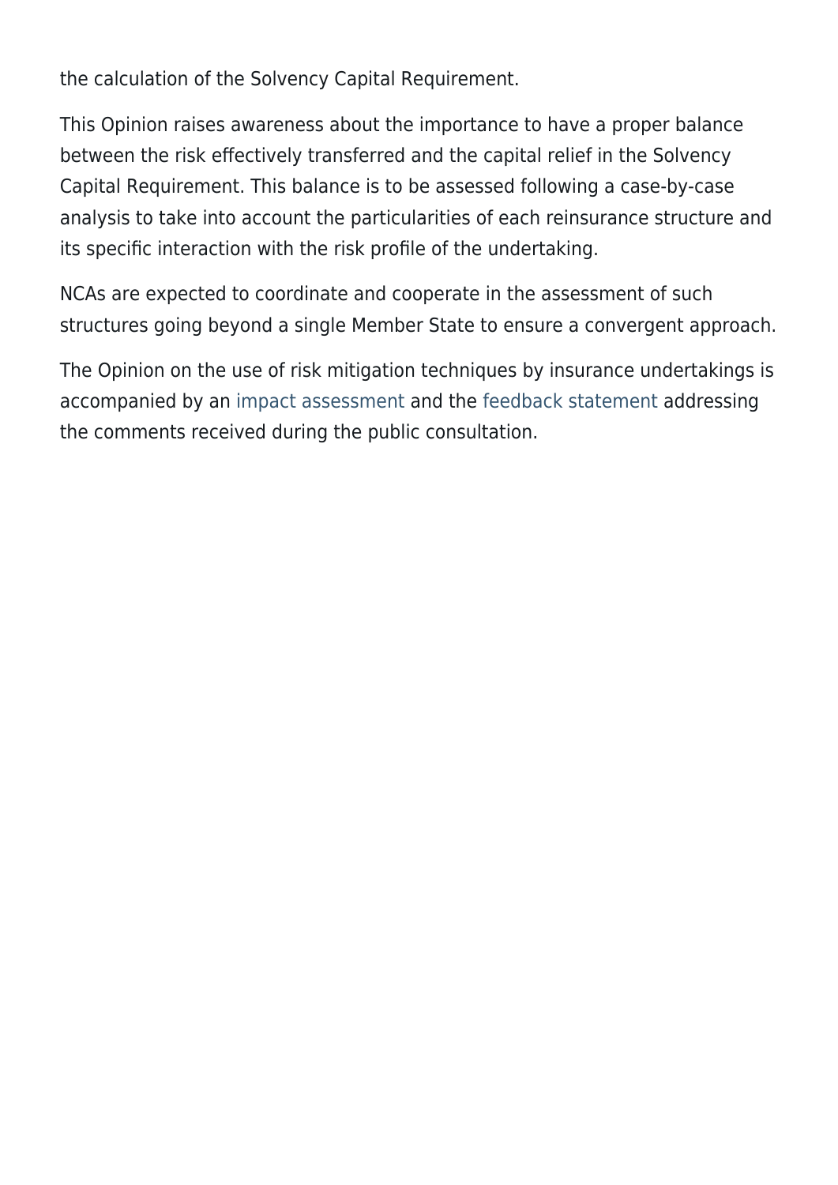the calculation of the Solvency Capital Requirement.

This Opinion raises awareness about the importance to have a proper balance between the risk effectively transferred and the capital relief in the Solvency Capital Requirement. This balance is to be assessed following a case-by-case analysis to take into account the particularities of each reinsurance structure and its specific interaction with the risk profile of the undertaking.

NCAs are expected to coordinate and cooperate in the assessment of such structures going beyond a single Member State to ensure a convergent approach.

The Opinion on the use of risk mitigation techniques by insurance undertakings is accompanied by an impact assessment and the feedback statement addressing the comments received during the public consultation.